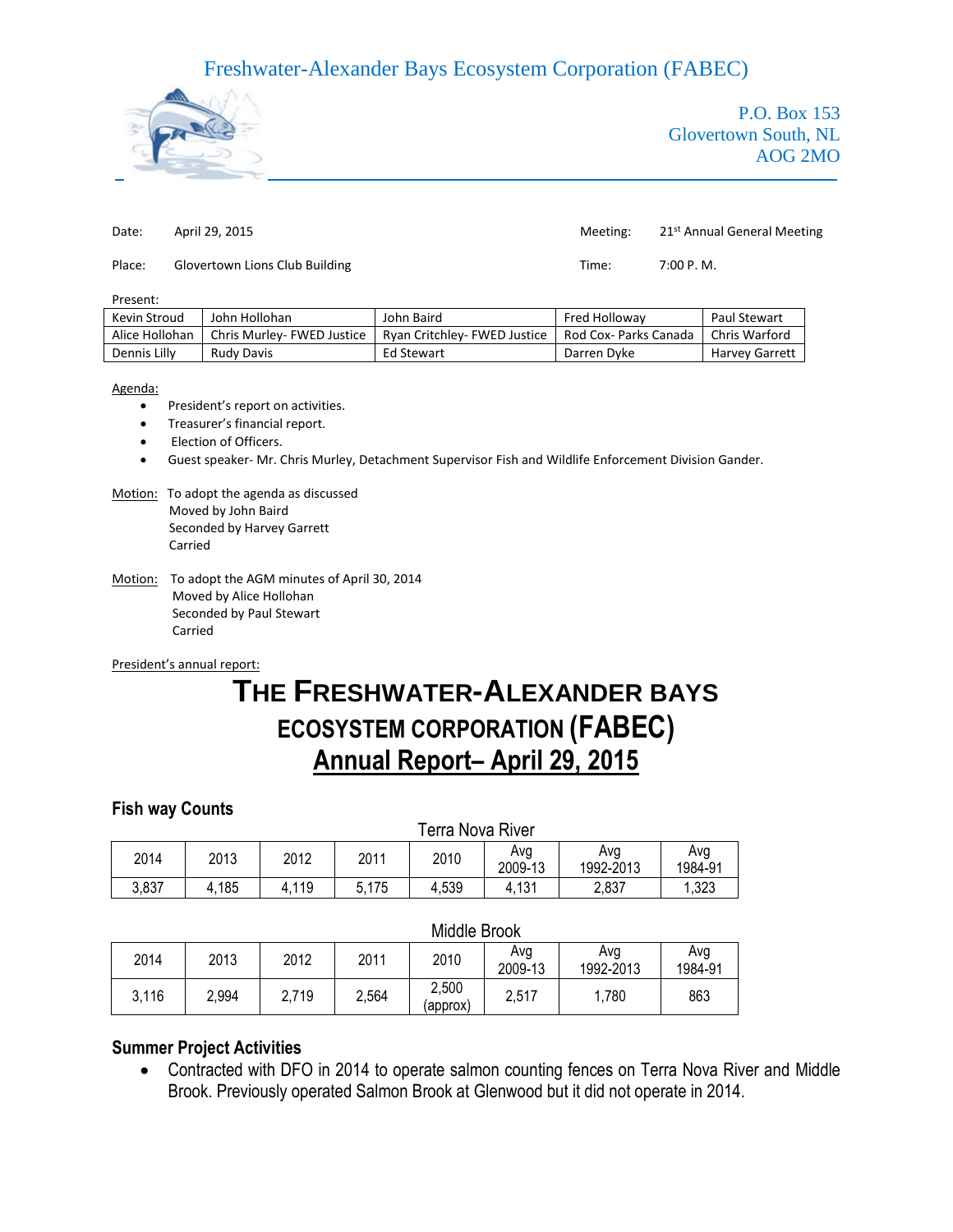# Freshwater-Alexander Bays Ecosystem Corporation (FABEC)

P.O. Box 153
Glovertown South, NL
AOG 2MO

Date: April 29, 2015

Meeting: 21st Annual General Meeting

Place: Glovertown Lions Club Building

Time: 7:00 P. M.

Present:

| | | | | |
|---|---|---|---|---|
| Kevin Stroud | John Hollohan | John Baird | Fred Holloway | Paul Stewart |
| Alice Hollohan | Chris Murley- FWED Justice | Ryan Critchley- FWED Justice | Rod Cox- Parks Canada | Chris Warford |
| Dennis Lilly | Rudy Davis | Ed Stewart | Darren Dyke | Harvey Garrett |

Agenda:

- President's report on activities.
- Treasurer's financial report.
- Election of Officers.
- Guest speaker- Mr. Chris Murley, Detachment Supervisor Fish and Wildlife Enforcement Division Gander.

Motion: To adopt the agenda as discussed
Moved by John Baird
Seconded by Harvey Garrett
Carried

Motion: To adopt the AGM minutes of April 30, 2014
Moved by Alice Hollohan
Seconded by Paul Stewart
Carried

President's annual report:

# THE FRESHWATER-ALEXANDER BAYS ECOSYSTEM CORPORATION (FABEC)

## Annual Report– April 29, 2015

### Fish way Counts

Terra Nova River

| 2014 | 2013 | 2012 | 2011 | 2010 | Avg 2009-13 | Avg 1992-2013 | Avg 1984-91 |
|---|---|---|---|---|---|---|---|
| 3,837 | 4,185 | 4,119 | 5,175 | 4,539 | 4,131 | 2,837 | 1,323 |

Middle Brook

| 2014 | 2013 | 2012 | 2011 | 2010 | Avg 2009-13 | Avg 1992-2013 | Avg 1984-91 |
|---|---|---|---|---|---|---|---|
| 3,116 | 2,994 | 2,719 | 2,564 | 2,500 (approx) | 2,517 | 1,780 | 863 |

### Summer Project Activities

- Contracted with DFO in 2014 to operate salmon counting fences on Terra Nova River and Middle Brook. Previously operated Salmon Brook at Glenwood but it did not operate in 2014.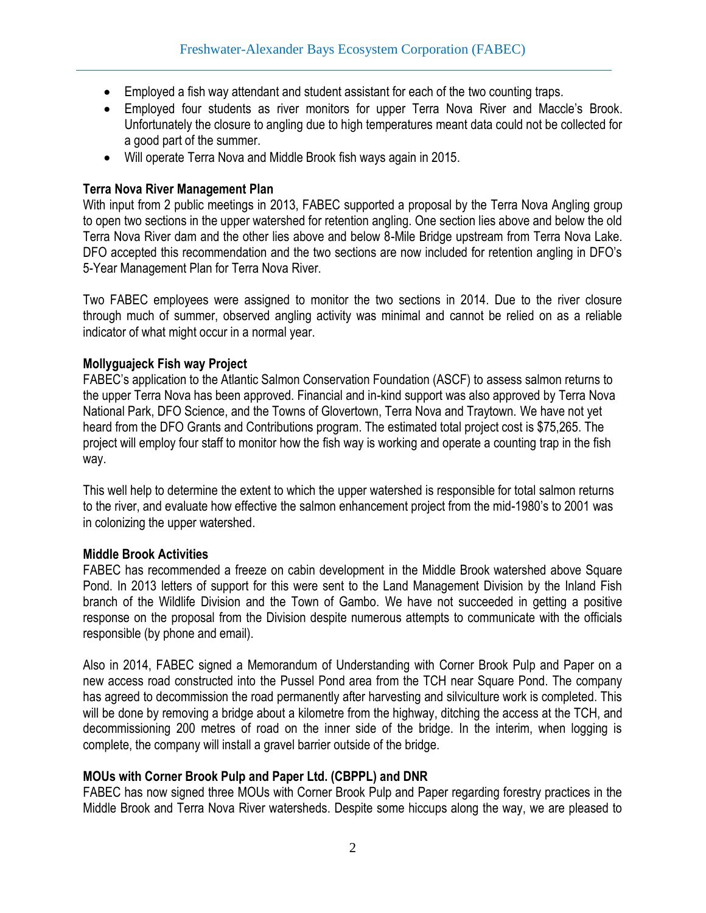- Employed a fish way attendant and student assistant for each of the two counting traps.
- Employed four students as river monitors for upper Terra Nova River and Maccle's Brook. Unfortunately the closure to angling due to high temperatures meant data could not be collected for a good part of the summer.
- Will operate Terra Nova and Middle Brook fish ways again in 2015.

**Terra Nova River Management Plan**

With input from 2 public meetings in 2013, FABEC supported a proposal by the Terra Nova Angling group to open two sections in the upper watershed for retention angling. One section lies above and below the old Terra Nova River dam and the other lies above and below 8-Mile Bridge upstream from Terra Nova Lake. DFO accepted this recommendation and the two sections are now included for retention angling in DFO's 5-Year Management Plan for Terra Nova River.

Two FABEC employees were assigned to monitor the two sections in 2014. Due to the river closure through much of summer, observed angling activity was minimal and cannot be relied on as a reliable indicator of what might occur in a normal year.

**Mollyguajeck Fish way Project**

FABEC's application to the Atlantic Salmon Conservation Foundation (ASCF) to assess salmon returns to the upper Terra Nova has been approved. Financial and in-kind support was also approved by Terra Nova National Park, DFO Science, and the Towns of Glovertown, Terra Nova and Traytown. We have not yet heard from the DFO Grants and Contributions program. The estimated total project cost is $75,265. The project will employ four staff to monitor how the fish way is working and operate a counting trap in the fish way.

This well help to determine the extent to which the upper watershed is responsible for total salmon returns to the river, and evaluate how effective the salmon enhancement project from the mid-1980's to 2001 was in colonizing the upper watershed.

**Middle Brook Activities**

FABEC has recommended a freeze on cabin development in the Middle Brook watershed above Square Pond. In 2013 letters of support for this were sent to the Land Management Division by the Inland Fish branch of the Wildlife Division and the Town of Gambo. We have not succeeded in getting a positive response on the proposal from the Division despite numerous attempts to communicate with the officials responsible (by phone and email).

Also in 2014, FABEC signed a Memorandum of Understanding with Corner Brook Pulp and Paper on a new access road constructed into the Pussel Pond area from the TCH near Square Pond. The company has agreed to decommission the road permanently after harvesting and silviculture work is completed. This will be done by removing a bridge about a kilometre from the highway, ditching the access at the TCH, and decommissioning 200 metres of road on the inner side of the bridge. In the interim, when logging is complete, the company will install a gravel barrier outside of the bridge.

**MOUs with Corner Brook Pulp and Paper Ltd. (CBPPL) and DNR**

FABEC has now signed three MOUs with Corner Brook Pulp and Paper regarding forestry practices in the Middle Brook and Terra Nova River watersheds. Despite some hiccups along the way, we are pleased to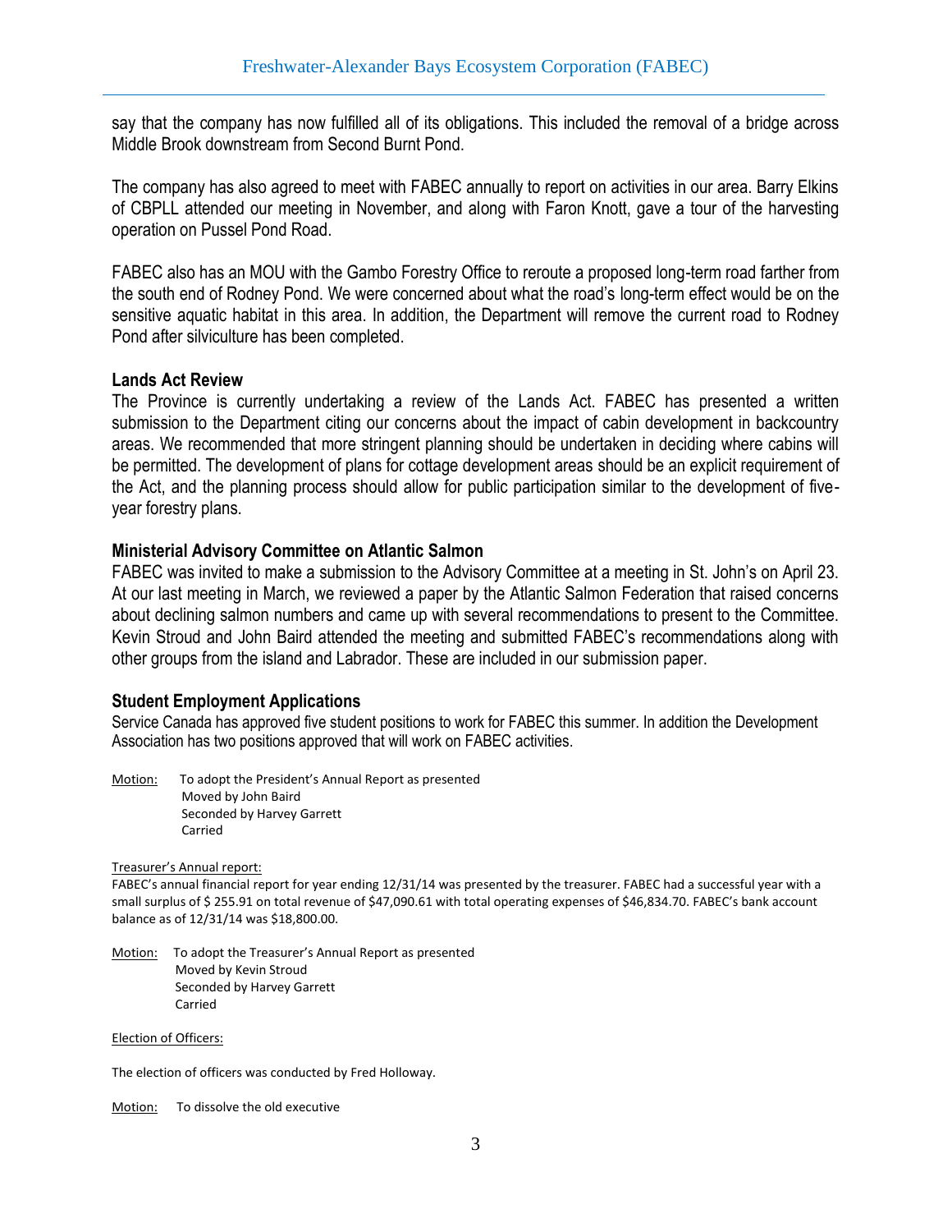say that the company has now fulfilled all of its obligations. This included the removal of a bridge across Middle Brook downstream from Second Burnt Pond.

The company has also agreed to meet with FABEC annually to report on activities in our area. Barry Elkins of CBPLL attended our meeting in November, and along with Faron Knott, gave a tour of the harvesting operation on Pussel Pond Road.

FABEC also has an MOU with the Gambo Forestry Office to reroute a proposed long-term road farther from the south end of Rodney Pond. We were concerned about what the road's long-term effect would be on the sensitive aquatic habitat in this area. In addition, the Department will remove the current road to Rodney Pond after silviculture has been completed.

### Lands Act Review

The Province is currently undertaking a review of the Lands Act. FABEC has presented a written submission to the Department citing our concerns about the impact of cabin development in backcountry areas. We recommended that more stringent planning should be undertaken in deciding where cabins will be permitted. The development of plans for cottage development areas should be an explicit requirement of the Act, and the planning process should allow for public participation similar to the development of five-year forestry plans.

### Ministerial Advisory Committee on Atlantic Salmon

FABEC was invited to make a submission to the Advisory Committee at a meeting in St. John's on April 23. At our last meeting in March, we reviewed a paper by the Atlantic Salmon Federation that raised concerns about declining salmon numbers and came up with several recommendations to present to the Committee. Kevin Stroud and John Baird attended the meeting and submitted FABEC's recommendations along with other groups from the island and Labrador. These are included in our submission paper.

### Student Employment Applications

Service Canada has approved five student positions to work for FABEC this summer. In addition the Development Association has two positions approved that will work on FABEC activities.

Motion: To adopt the President's Annual Report as presented
Moved by John Baird
Seconded by Harvey Garrett
Carried

Treasurer's Annual report:

FABEC's annual financial report for year ending 12/31/14 was presented by the treasurer. FABEC had a successful year with a small surplus of $ 255.91 on total revenue of $47,090.61 with total operating expenses of $46,834.70. FABEC's bank account balance as of 12/31/14 was $18,800.00.

Motion: To adopt the Treasurer's Annual Report as presented
Moved by Kevin Stroud
Seconded by Harvey Garrett
Carried

Election of Officers:

The election of officers was conducted by Fred Holloway.

Motion: To dissolve the old executive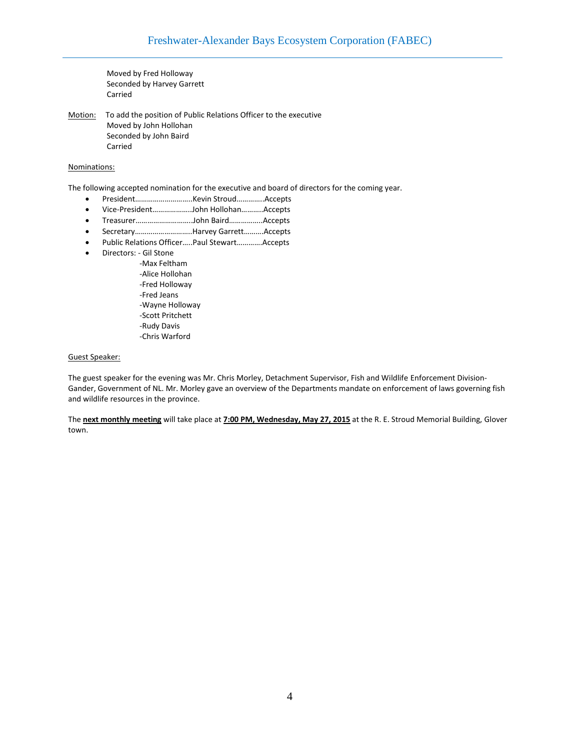Moved by Fred Holloway
Seconded by Harvey Garrett
Carried

Motion: To add the position of Public Relations Officer to the executive
Moved by John Hollohan
Seconded by John Baird
Carried

Nominations:

The following accepted nomination for the executive and board of directors for the coming year.

- President……………………….Kevin Stroud………….Accepts
- Vice-President………………..John Hollohan……….Accepts
- Treasurer……………………….John Baird…………….Accepts
- Secretary……………………….Harvey Garrett……….Accepts
- Public Relations Officer…..Paul Stewart…………Accepts
- Directors: - Gil Stone
  - -Max Feltham
  - -Alice Hollohan
  - -Fred Holloway
  - -Fred Jeans
  - -Wayne Holloway
  - -Scott Pritchett
  - -Rudy Davis
  - -Chris Warford

Guest Speaker:

The guest speaker for the evening was Mr. Chris Morley, Detachment Supervisor, Fish and Wildlife Enforcement Division-Gander, Government of NL. Mr. Morley gave an overview of the Departments mandate on enforcement of laws governing fish and wildlife resources in the province.

The **next monthly meeting** will take place at **7:00 PM, Wednesday, May 27, 2015** at the R. E. Stroud Memorial Building, Glover town.